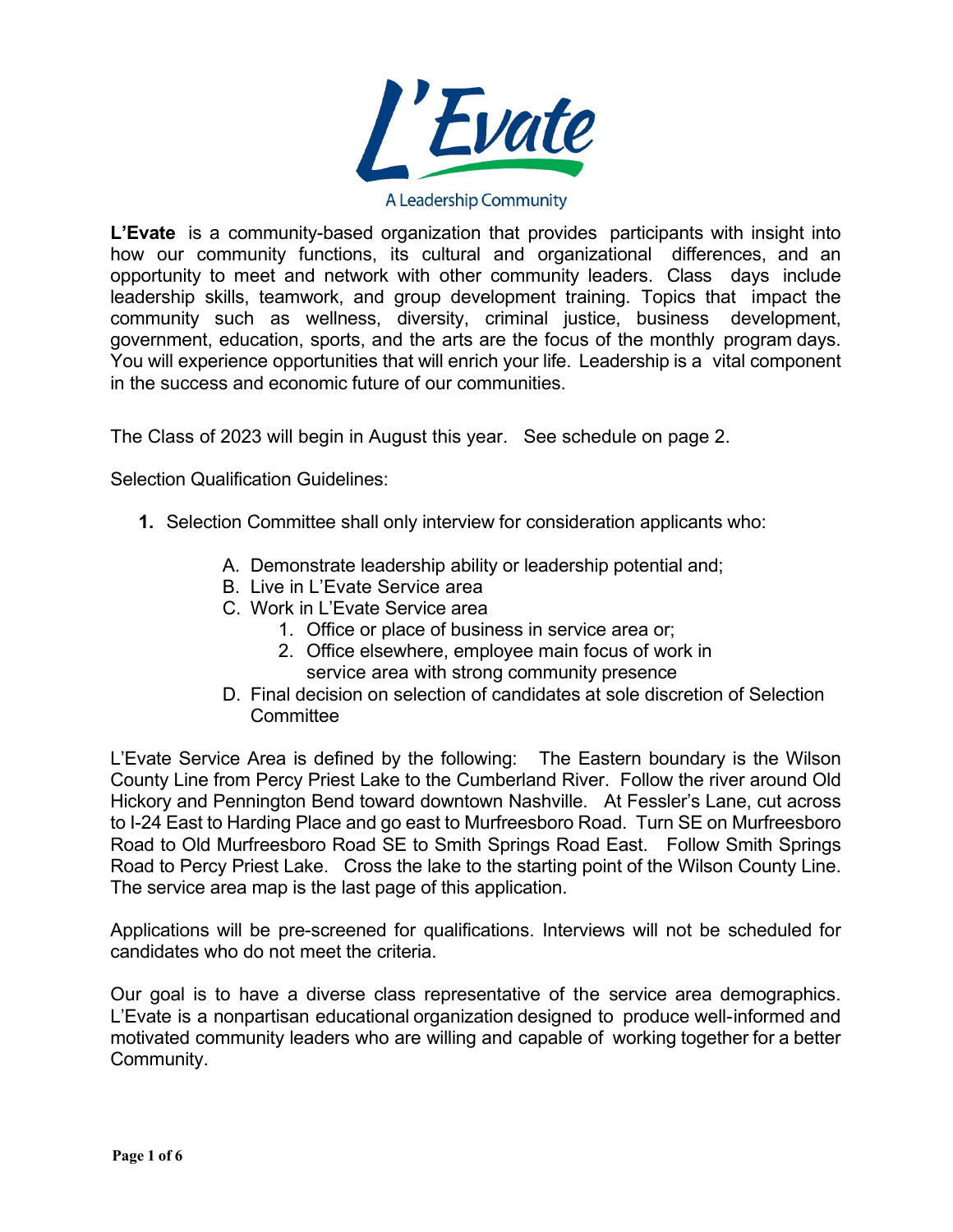# L'Evate

A Leadership Community

**L'Evate** is a community-based organization that provides participants with insight into how our community functions, its cultural and organizational differences, and an opportunity to meet and network with other community leaders. Class days include leadership skills, teamwork, and group development training. Topics that impact the community such as wellness, diversity, criminal justice, business development, government, education, sports, and the arts are the focus of the monthly program days. You will experience opportunities that will enrich your life. Leadership is a vital component in the success and economic future of our communities.

The Class of 2023 will begin in August this year. See schedule on page 2.

Selection Qualification Guidelines:

1. Selection Committee shall only interview for consideration applicants who:

   A. Demonstrate leadership ability or leadership potential and;
   B. Live in L'Evate Service area
   C. Work in L'Evate Service area
      1. Office or place of business in service area or;
      2. Office elsewhere, employee main focus of work in service area with strong community presence
   D. Final decision on selection of candidates at sole discretion of Selection Committee

L'Evate Service Area is defined by the following: The Eastern boundary is the Wilson County Line from Percy Priest Lake to the Cumberland River. Follow the river around Old Hickory and Pennington Bend toward downtown Nashville. At Fessler's Lane, cut across to I-24 East to Harding Place and go east to Murfreesboro Road. Turn SE on Murfreesboro Road to Old Murfreesboro Road SE to Smith Springs Road East. Follow Smith Springs Road to Percy Priest Lake. Cross the lake to the starting point of the Wilson County Line. The service area map is the last page of this application.

Applications will be pre-screened for qualifications. Interviews will not be scheduled for candidates who do not meet the criteria.

Our goal is to have a diverse class representative of the service area demographics. L'Evate is a nonpartisan educational organization designed to produce well-informed and motivated community leaders who are willing and capable of working together for a better Community.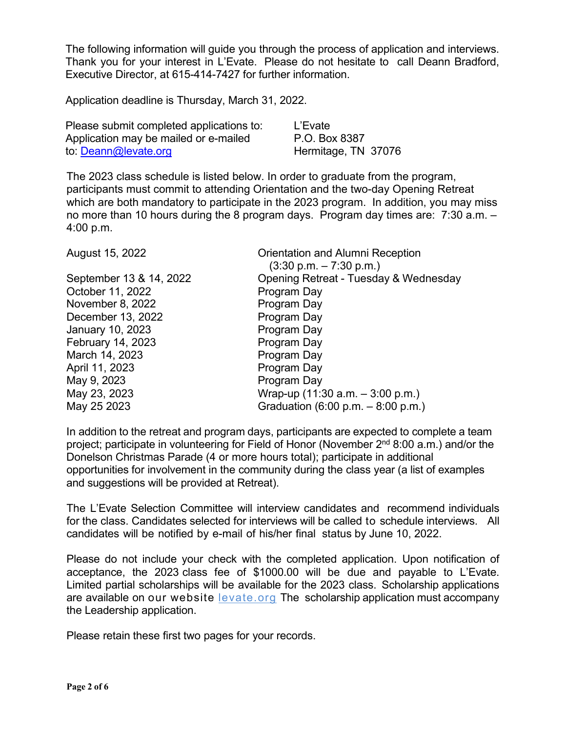The following information will guide you through the process of application and interviews. Thank you for your interest in L'Evate. Please do not hesitate to call Deann Bradford, Executive Director, at 615-414-7427 for further information.

Application deadline is Thursday, March 31, 2022.

| Please submit completed applications to: Application may be mailed or e-mailed to: Deann@levate.org | L'Evate P.O. Box 8387 Hermitage, TN 37076 |
|---|---|

The 2023 class schedule is listed below. In order to graduate from the program, participants must commit to attending Orientation and the two-day Opening Retreat which are both mandatory to participate in the 2023 program. In addition, you may miss no more than 10 hours during the 8 program days. Program day times are: 7:30 a.m. – 4:00 p.m.

| Date | Event |
|---|---|
| August 15, 2022 | Orientation and Alumni Reception (3:30 p.m. – 7:30 p.m.) |
| September 13 & 14, 2022 | Opening Retreat - Tuesday & Wednesday |
| October 11, 2022 | Program Day |
| November 8, 2022 | Program Day |
| December 13, 2022 | Program Day |
| January 10, 2023 | Program Day |
| February 14, 2023 | Program Day |
| March 14, 2023 | Program Day |
| April 11, 2023 | Program Day |
| May 9, 2023 | Program Day |
| May 23, 2023 | Wrap-up (11:30 a.m. – 3:00 p.m.) |
| May 25 2023 | Graduation (6:00 p.m. – 8:00 p.m.) |

In addition to the retreat and program days, participants are expected to complete a team project; participate in volunteering for Field of Honor (November 2nd 8:00 a.m.) and/or the Donelson Christmas Parade (4 or more hours total); participate in additional opportunities for involvement in the community during the class year (a list of examples and suggestions will be provided at Retreat).

The L'Evate Selection Committee will interview candidates and recommend individuals for the class. Candidates selected for interviews will be called to schedule interviews. All candidates will be notified by e-mail of his/her final status by June 10, 2022.

Please do not include your check with the completed application. Upon notification of acceptance, the 2023 class fee of $1000.00 will be due and payable to L'Evate. Limited partial scholarships will be available for the 2023 class. Scholarship applications are available on our website levate.org The scholarship application must accompany the Leadership application.

Please retain these first two pages for your records.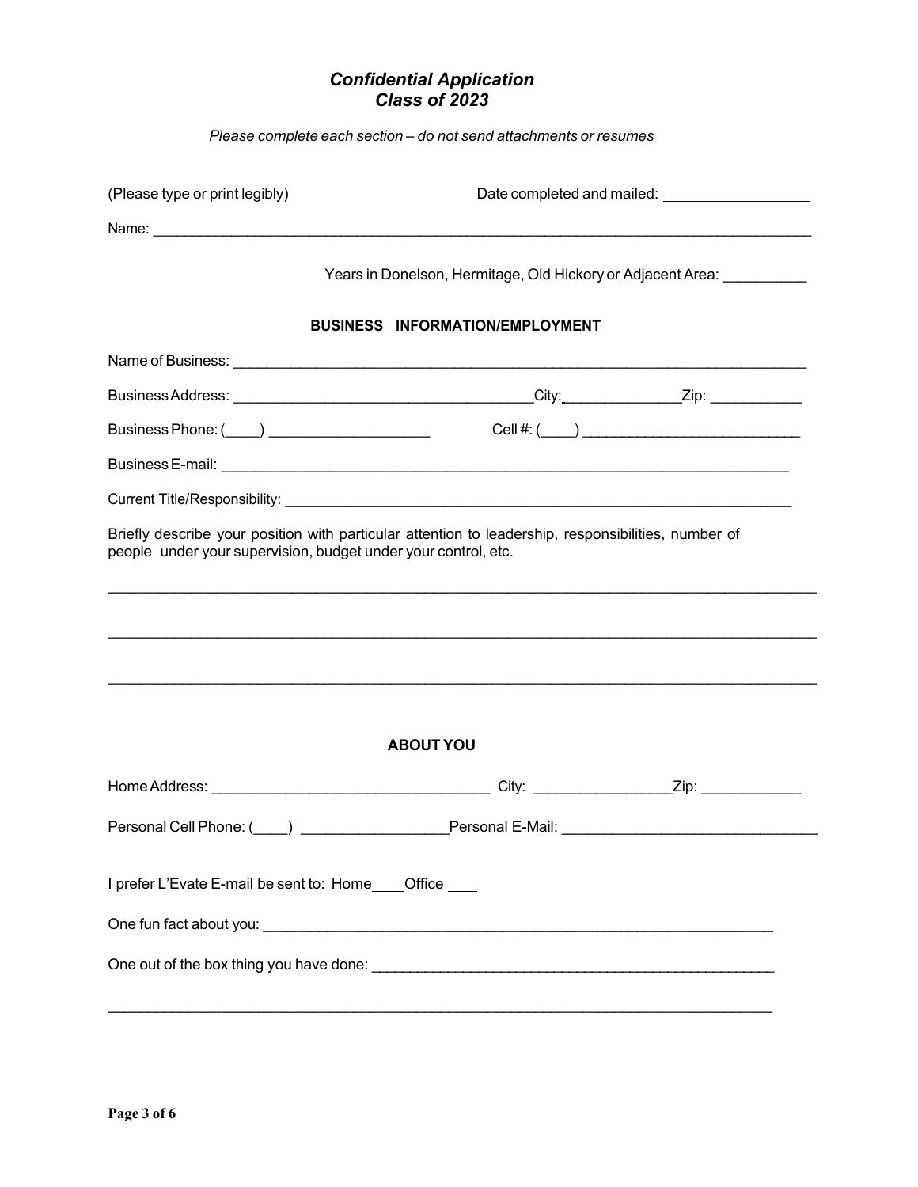## *Confidential Application*
## *Class of 2023*

*Please complete each section – do not send attachments or resumes*

(Please type or print legibly) Date completed and mailed: ________________

Name: ________________________________________________________________________________

Years in Donelson, Hermitage, Old Hickory or Adjacent Area: __________

### BUSINESS INFORMATION/EMPLOYMENT

Name of Business: ____________________________________________________________________

Business Address: ___________________________________City:______________Zip: ___________

Business Phone: (____) ___________________ Cell #: (____) __________________________

Business E-mail: ______________________________________________________________________

Current Title/Responsibility: ____________________________________________________________

Briefly describe your position with particular attention to leadership, responsibilities, number of people under your supervision, budget under your control, etc.

_____________________________________________________________________________________

_____________________________________________________________________________________

_____________________________________________________________________________________

### ABOUT YOU

Home Address: _________________________________ City: ________________Zip: ____________

Personal Cell Phone: (____) _________________Personal E-Mail: ______________________________

I prefer L'Evate E-mail be sent to: Home____Office ____

One fun fact about you: _______________________________________________________________

One out of the box thing you have done: __________________________________________________

_____________________________________________________________________________________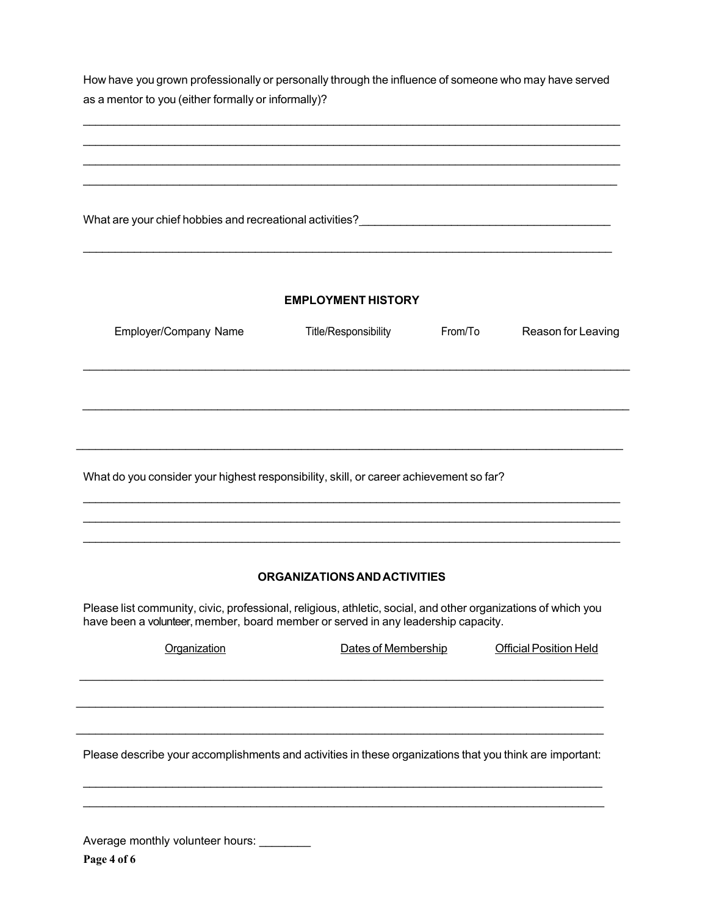How have you grown professionally or personally through the influence of someone who may have served as a mentor to you (either formally or informally)?

______________________________________________________________________________

______________________________________________________________________________

______________________________________________________________________________

______________________________________________________________________________

What are your chief hobbies and recreational activities?________________________________________

______________________________________________________________________________

## EMPLOYMENT HISTORY

| Employer/Company Name | Title/Responsibility | From/To | Reason for Leaving |
|---|---|---|---|
| | | | |
| | | | |
| | | | |

What do you consider your highest responsibility, skill, or career achievement so far?

______________________________________________________________________________

______________________________________________________________________________

______________________________________________________________________________

## ORGANIZATIONS AND ACTIVITIES

Please list community, civic, professional, religious, athletic, social, and other organizations of which you have been a volunteer, member, board member or served in any leadership capacity.

| Organization | Dates of Membership | Official Position Held |
|---|---|---|
| | | |
| | | |
| | | |

Please describe your accomplishments and activities in these organizations that you think are important:

______________________________________________________________________________

______________________________________________________________________________

Average monthly volunteer hours: ________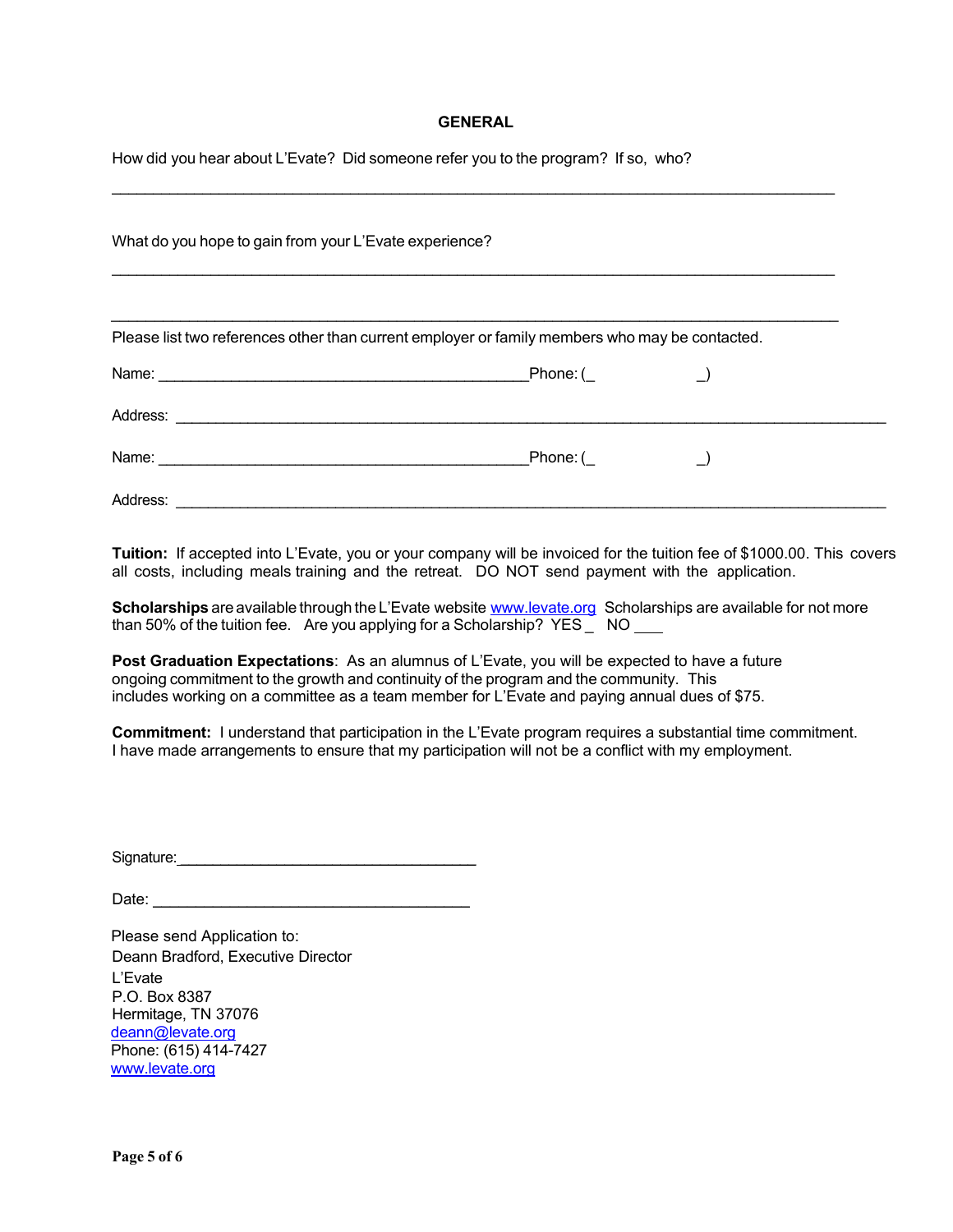## GENERAL

How did you hear about L'Evate? Did someone refer you to the program? If so, who?

________________________________________________________________________________

What do you hope to gain from your L'Evate experience?

________________________________________________________________________________

________________________________________________________________________________

Please list two references other than current employer or family members who may be contacted.

Name: __________________________________________ Phone: (_ _)

Address: ________________________________________________________________________________

Name: __________________________________________ Phone: (_ _)

Address: ________________________________________________________________________________

**Tuition:** If accepted into L'Evate, you or your company will be invoiced for the tuition fee of $1000.00. This covers all costs, including meals training and the retreat. DO NOT send payment with the application.

**Scholarships** are available through the L'Evate website www.levate.org Scholarships are available for not more than 50% of the tuition fee. Are you applying for a Scholarship? YES _ NO ___

**Post Graduation Expectations**: As an alumnus of L'Evate, you will be expected to have a future ongoing commitment to the growth and continuity of the program and the community. This includes working on a committee as a team member for L'Evate and paying annual dues of $75.

**Commitment:** I understand that participation in the L'Evate program requires a substantial time commitment. I have made arrangements to ensure that my participation will not be a conflict with my employment.

Signature: ___________________________________

Date: ___________________________________

Please send Application to:
Deann Bradford, Executive Director
L'Evate
P.O. Box 8387
Hermitage, TN 37076
deann@levate.org
Phone: (615) 414-7427
www.levate.org